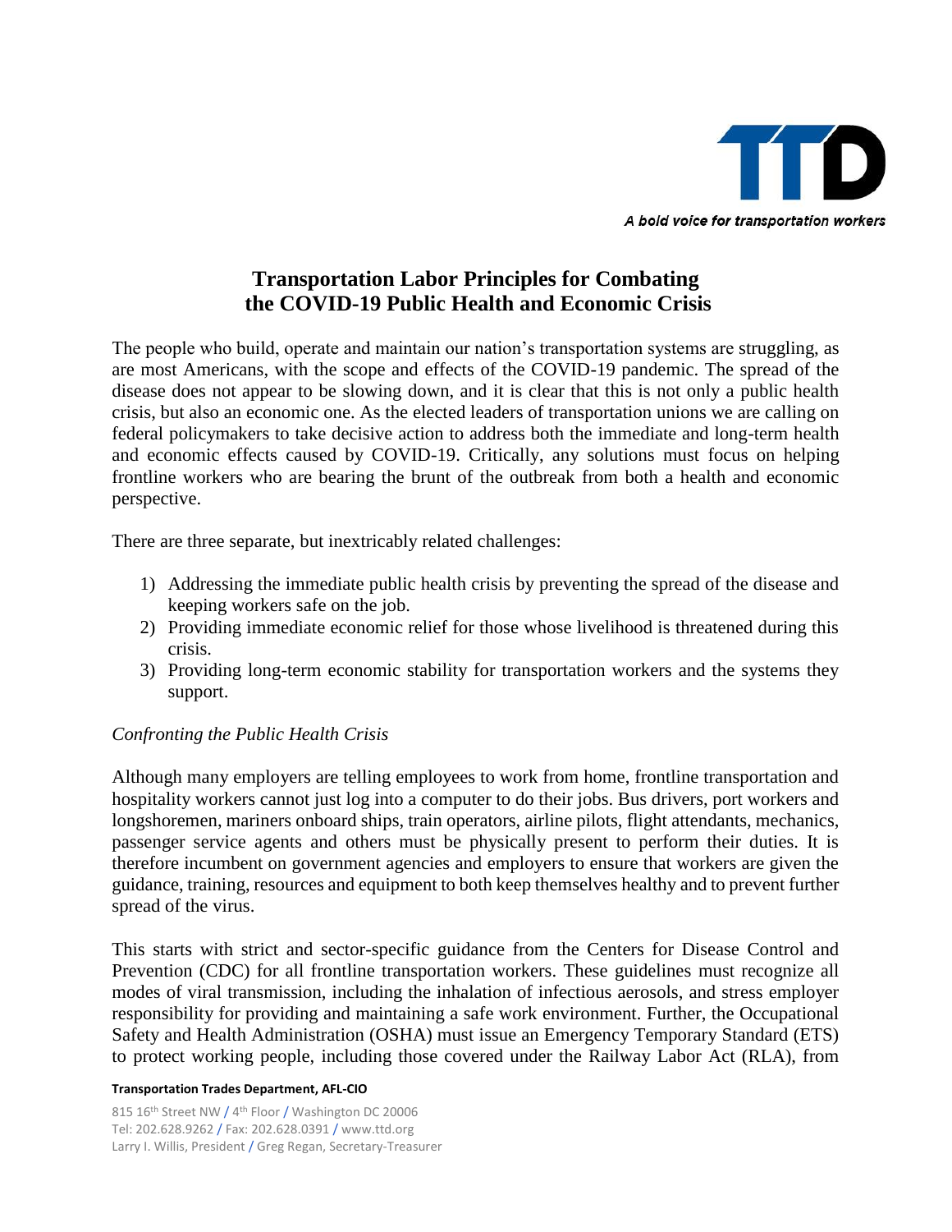TTD

*A bold voice for transportation workers*

# Transportation Labor Principles for Combating the COVID-19 Public Health and Economic Crisis

The people who build, operate and maintain our nation's transportation systems are struggling, as are most Americans, with the scope and effects of the COVID-19 pandemic. The spread of the disease does not appear to be slowing down, and it is clear that this is not only a public health crisis, but also an economic one. As the elected leaders of transportation unions we are calling on federal policymakers to take decisive action to address both the immediate and long-term health and economic effects caused by COVID-19. Critically, any solutions must focus on helping frontline workers who are bearing the brunt of the outbreak from both a health and economic perspective.

There are three separate, but inextricably related challenges:

1) Addressing the immediate public health crisis by preventing the spread of the disease and keeping workers safe on the job.
2) Providing immediate economic relief for those whose livelihood is threatened during this crisis.
3) Providing long-term economic stability for transportation workers and the systems they support.

*Confronting the Public Health Crisis*

Although many employers are telling employees to work from home, frontline transportation and hospitality workers cannot just log into a computer to do their jobs. Bus drivers, port workers and longshoremen, mariners onboard ships, train operators, airline pilots, flight attendants, mechanics, passenger service agents and others must be physically present to perform their duties. It is therefore incumbent on government agencies and employers to ensure that workers are given the guidance, training, resources and equipment to both keep themselves healthy and to prevent further spread of the virus.

This starts with strict and sector-specific guidance from the Centers for Disease Control and Prevention (CDC) for all frontline transportation workers. These guidelines must recognize all modes of viral transmission, including the inhalation of infectious aerosols, and stress employer responsibility for providing and maintaining a safe work environment. Further, the Occupational Safety and Health Administration (OSHA) must issue an Emergency Temporary Standard (ETS) to protect working people, including those covered under the Railway Labor Act (RLA), from

**Transportation Trades Department, AFL-CIO**

815 16th Street NW / 4th Floor / Washington DC 20006
Tel: 202.628.9262 / Fax: 202.628.0391 / www.ttd.org
Larry I. Willis, President / Greg Regan, Secretary-Treasurer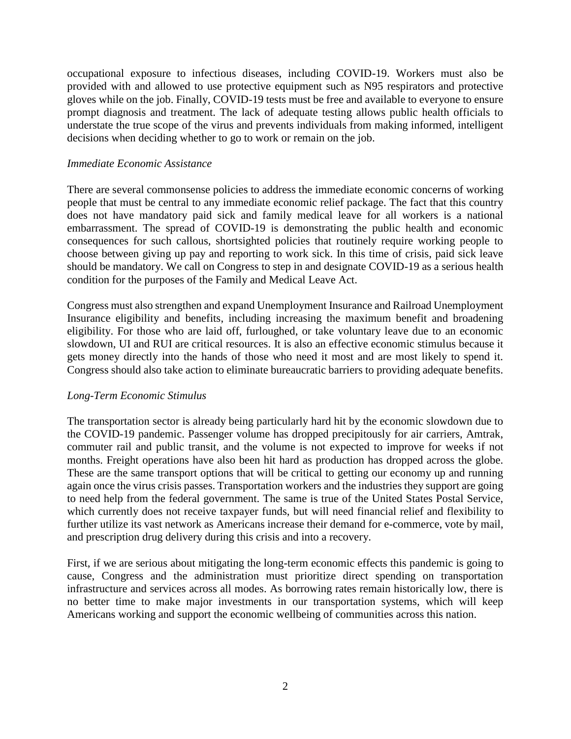occupational exposure to infectious diseases, including COVID-19. Workers must also be provided with and allowed to use protective equipment such as N95 respirators and protective gloves while on the job. Finally, COVID-19 tests must be free and available to everyone to ensure prompt diagnosis and treatment. The lack of adequate testing allows public health officials to understate the true scope of the virus and prevents individuals from making informed, intelligent decisions when deciding whether to go to work or remain on the job.

*Immediate Economic Assistance*

There are several commonsense policies to address the immediate economic concerns of working people that must be central to any immediate economic relief package. The fact that this country does not have mandatory paid sick and family medical leave for all workers is a national embarrassment. The spread of COVID-19 is demonstrating the public health and economic consequences for such callous, shortsighted policies that routinely require working people to choose between giving up pay and reporting to work sick. In this time of crisis, paid sick leave should be mandatory. We call on Congress to step in and designate COVID-19 as a serious health condition for the purposes of the Family and Medical Leave Act.

Congress must also strengthen and expand Unemployment Insurance and Railroad Unemployment Insurance eligibility and benefits, including increasing the maximum benefit and broadening eligibility. For those who are laid off, furloughed, or take voluntary leave due to an economic slowdown, UI and RUI are critical resources. It is also an effective economic stimulus because it gets money directly into the hands of those who need it most and are most likely to spend it. Congress should also take action to eliminate bureaucratic barriers to providing adequate benefits.

*Long-Term Economic Stimulus*

The transportation sector is already being particularly hard hit by the economic slowdown due to the COVID-19 pandemic. Passenger volume has dropped precipitously for air carriers, Amtrak, commuter rail and public transit, and the volume is not expected to improve for weeks if not months. Freight operations have also been hit hard as production has dropped across the globe. These are the same transport options that will be critical to getting our economy up and running again once the virus crisis passes. Transportation workers and the industries they support are going to need help from the federal government. The same is true of the United States Postal Service, which currently does not receive taxpayer funds, but will need financial relief and flexibility to further utilize its vast network as Americans increase their demand for e-commerce, vote by mail, and prescription drug delivery during this crisis and into a recovery.

First, if we are serious about mitigating the long-term economic effects this pandemic is going to cause, Congress and the administration must prioritize direct spending on transportation infrastructure and services across all modes. As borrowing rates remain historically low, there is no better time to make major investments in our transportation systems, which will keep Americans working and support the economic wellbeing of communities across this nation.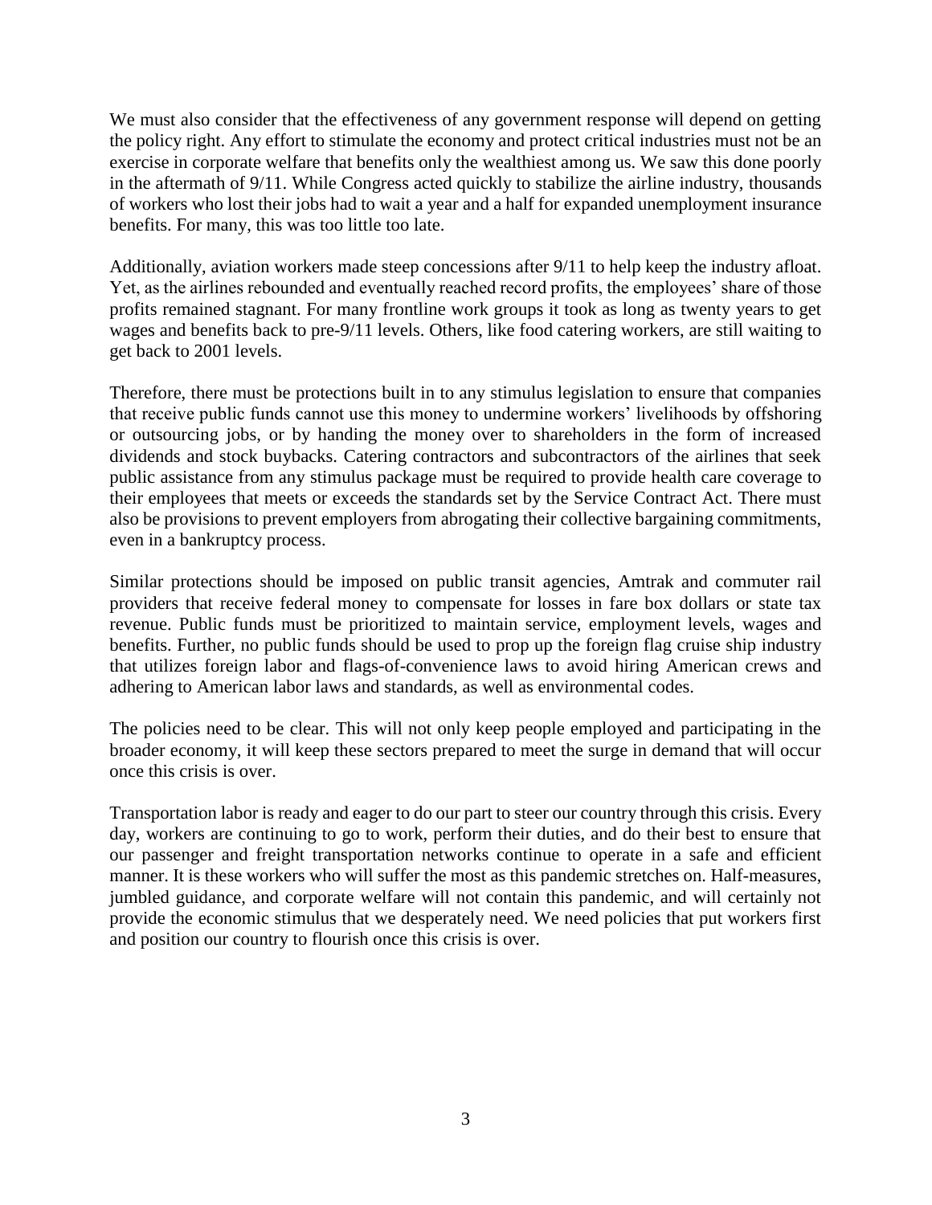We must also consider that the effectiveness of any government response will depend on getting the policy right. Any effort to stimulate the economy and protect critical industries must not be an exercise in corporate welfare that benefits only the wealthiest among us. We saw this done poorly in the aftermath of 9/11. While Congress acted quickly to stabilize the airline industry, thousands of workers who lost their jobs had to wait a year and a half for expanded unemployment insurance benefits. For many, this was too little too late.

Additionally, aviation workers made steep concessions after 9/11 to help keep the industry afloat. Yet, as the airlines rebounded and eventually reached record profits, the employees' share of those profits remained stagnant. For many frontline work groups it took as long as twenty years to get wages and benefits back to pre-9/11 levels. Others, like food catering workers, are still waiting to get back to 2001 levels.

Therefore, there must be protections built in to any stimulus legislation to ensure that companies that receive public funds cannot use this money to undermine workers' livelihoods by offshoring or outsourcing jobs, or by handing the money over to shareholders in the form of increased dividends and stock buybacks. Catering contractors and subcontractors of the airlines that seek public assistance from any stimulus package must be required to provide health care coverage to their employees that meets or exceeds the standards set by the Service Contract Act. There must also be provisions to prevent employers from abrogating their collective bargaining commitments, even in a bankruptcy process.

Similar protections should be imposed on public transit agencies, Amtrak and commuter rail providers that receive federal money to compensate for losses in fare box dollars or state tax revenue. Public funds must be prioritized to maintain service, employment levels, wages and benefits. Further, no public funds should be used to prop up the foreign flag cruise ship industry that utilizes foreign labor and flags-of-convenience laws to avoid hiring American crews and adhering to American labor laws and standards, as well as environmental codes.

The policies need to be clear. This will not only keep people employed and participating in the broader economy, it will keep these sectors prepared to meet the surge in demand that will occur once this crisis is over.

Transportation labor is ready and eager to do our part to steer our country through this crisis. Every day, workers are continuing to go to work, perform their duties, and do their best to ensure that our passenger and freight transportation networks continue to operate in a safe and efficient manner. It is these workers who will suffer the most as this pandemic stretches on. Half-measures, jumbled guidance, and corporate welfare will not contain this pandemic, and will certainly not provide the economic stimulus that we desperately need. We need policies that put workers first and position our country to flourish once this crisis is over.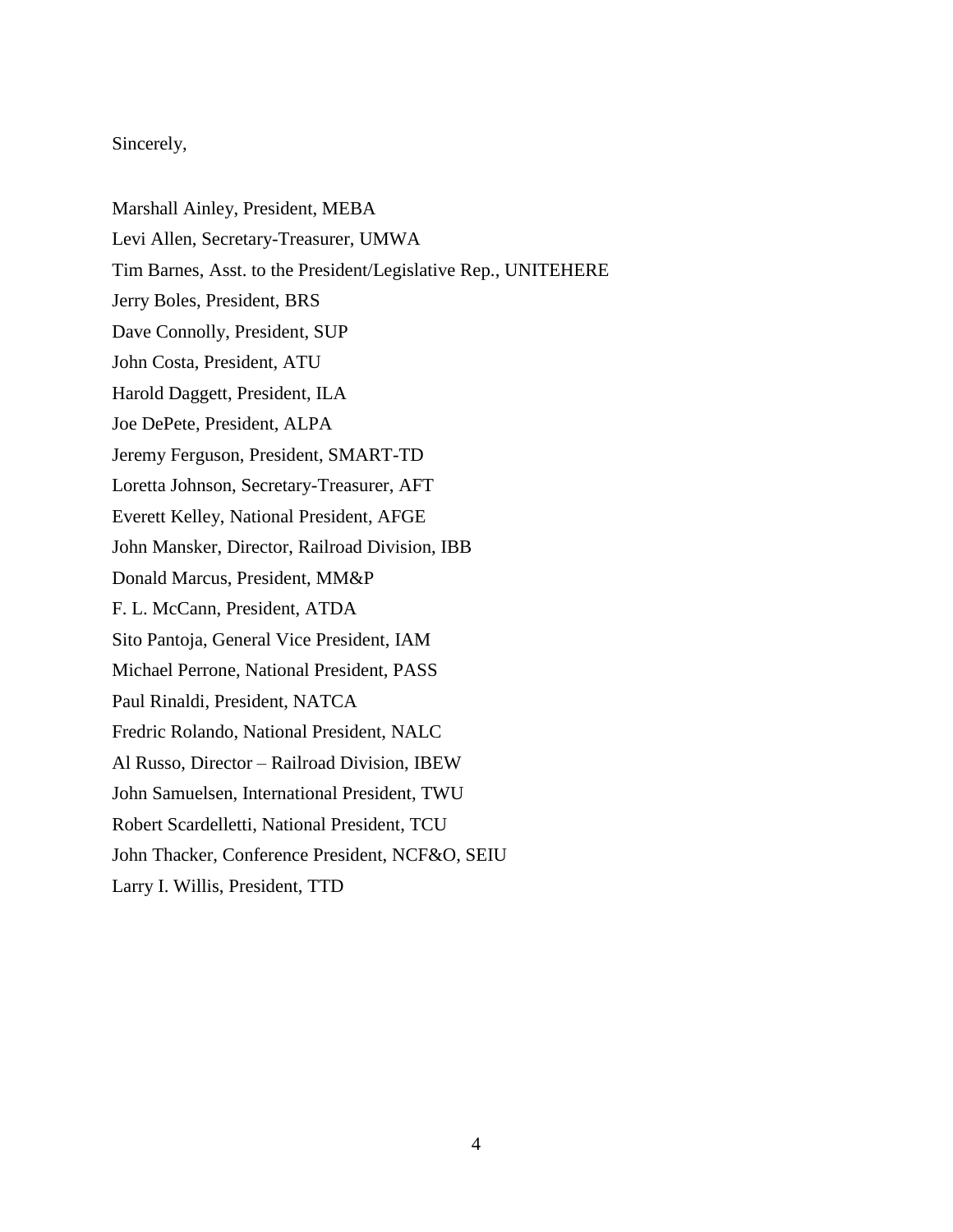Sincerely,

Marshall Ainley, President, MEBA

Levi Allen, Secretary-Treasurer, UMWA

Tim Barnes, Asst. to the President/Legislative Rep., UNITEHERE

Jerry Boles, President, BRS

Dave Connolly, President, SUP

John Costa, President, ATU

Harold Daggett, President, ILA

Joe DePete, President, ALPA

Jeremy Ferguson, President, SMART-TD

Loretta Johnson, Secretary-Treasurer, AFT

Everett Kelley, National President, AFGE

John Mansker, Director, Railroad Division, IBB

Donald Marcus, President, MM&P

F. L. McCann, President, ATDA

Sito Pantoja, General Vice President, IAM

Michael Perrone, National President, PASS

Paul Rinaldi, President, NATCA

Fredric Rolando, National President, NALC

Al Russo, Director – Railroad Division, IBEW

John Samuelsen, International President, TWU

Robert Scardelletti, National President, TCU

John Thacker, Conference President, NCF&O, SEIU

Larry I. Willis, President, TTD